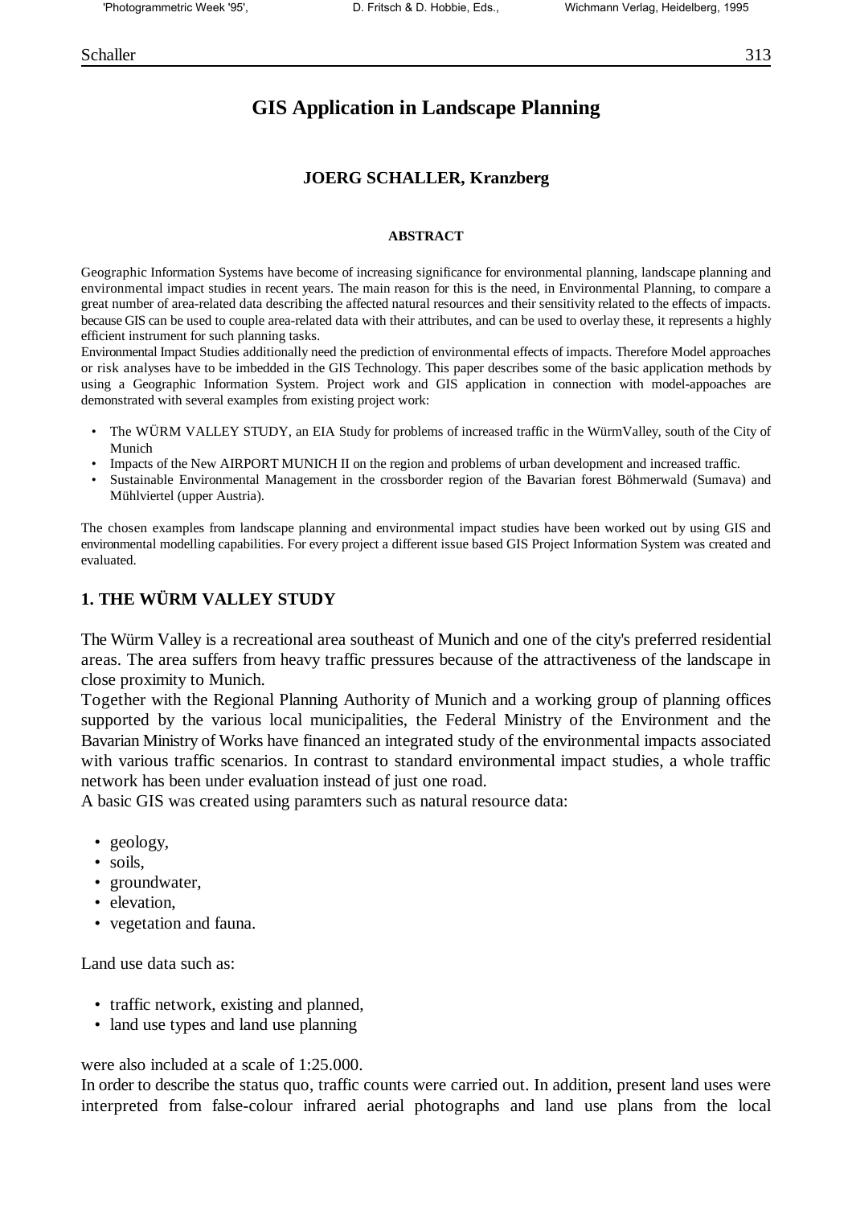# GIS Application in Landscape Planning

**JOERG SCHALLER, Kranzberg**

#### ABSTRACT

Geographic Information Systems have become of increasing significance for environmental planning, landscape planning and environmental impact studies in recent years. The main reason for this is the need, in Environmental Planning, to compare a great number of area-related data describing the affected natural resources and their sensitivity related to the effects of impacts. because GIS can be used to couple area-related data with their attributes, and can be used to overlay these, it represents a highly efficient instrument for such planning tasks.
Environmental Impact Studies additionally need the prediction of environmental effects of impacts. Therefore Model approaches or risk analyses have to be imbedded in the GIS Technology. This paper describes some of the basic application methods by using a Geographic Information System. Project work and GIS application in connection with model-appoaches are demonstrated with several examples from existing project work:

- The WÜRM VALLEY STUDY, an EIA Study for problems of increased traffic in the WürmValley, south of the City of Munich
- Impacts of the New AIRPORT MUNICH II on the region and problems of urban development and increased traffic.
- Sustainable Environmental Management in the crossborder region of the Bavarian forest Böhmerwald (Sumava) and Mühlviertel (upper Austria).

The chosen examples from landscape planning and environmental impact studies have been worked out by using GIS and environmental modelling capabilities. For every project a different issue based GIS Project Information System was created and evaluated.

## 1. THE WÜRM VALLEY STUDY

The Würm Valley is a recreational area southeast of Munich and one of the city's preferred residential areas. The area suffers from heavy traffic pressures because of the attractiveness of the landscape in close proximity to Munich.
Together with the Regional Planning Authority of Munich and a working group of planning offices supported by the various local municipalities, the Federal Ministry of the Environment and the Bavarian Ministry of Works have financed an integrated study of the environmental impacts associated with various traffic scenarios. In contrast to standard environmental impact studies, a whole traffic network has been under evaluation instead of just one road.
A basic GIS was created using paramters such as natural resource data:

- geology,
- soils,
- groundwater,
- elevation,
- vegetation and fauna.

Land use data such as:

- traffic network, existing and planned,
- land use types and land use planning

were also included at a scale of 1:25.000.
In order to describe the status quo, traffic counts were carried out. In addition, present land uses were interpreted from false-colour infrared aerial photographs and land use plans from the local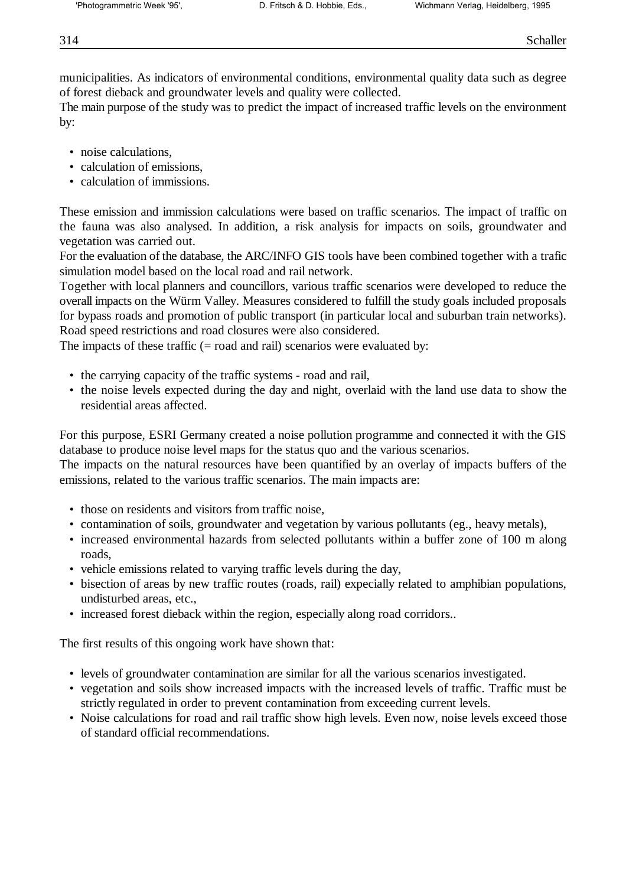municipalities. As indicators of environmental conditions, environmental quality data such as degree of forest dieback and groundwater levels and quality were collected.
The main purpose of the study was to predict the impact of increased traffic levels on the environment by:

- noise calculations,
- calculation of emissions,
- calculation of immissions.

These emission and immission calculations were based on traffic scenarios. The impact of traffic on the fauna was also analysed. In addition, a risk analysis for impacts on soils, groundwater and vegetation was carried out.
For the evaluation of the database, the ARC/INFO GIS tools have been combined together with a trafic simulation model based on the local road and rail network.
Together with local planners and councillors, various traffic scenarios were developed to reduce the overall impacts on the Würm Valley. Measures considered to fulfill the study goals included proposals for bypass roads and promotion of public transport (in particular local and suburban train networks). Road speed restrictions and road closures were also considered.
The impacts of these traffic (= road and rail) scenarios were evaluated by:

- the carrying capacity of the traffic systems - road and rail,
- the noise levels expected during the day and night, overlaid with the land use data to show the residential areas affected.

For this purpose, ESRI Germany created a noise pollution programme and connected it with the GIS database to produce noise level maps for the status quo and the various scenarios.
The impacts on the natural resources have been quantified by an overlay of impacts buffers of the emissions, related to the various traffic scenarios. The main impacts are:

- those on residents and visitors from traffic noise,
- contamination of soils, groundwater and vegetation by various pollutants (eg., heavy metals),
- increased environmental hazards from selected pollutants within a buffer zone of 100 m along roads,
- vehicle emissions related to varying traffic levels during the day,
- bisection of areas by new traffic routes (roads, rail) expecially related to amphibian populations, undisturbed areas, etc.,
- increased forest dieback within the region, especially along road corridors..

The first results of this ongoing work have shown that:

- levels of groundwater contamination are similar for all the various scenarios investigated.
- vegetation and soils show increased impacts with the increased levels of traffic. Traffic must be strictly regulated in order to prevent contamination from exceeding current levels.
- Noise calculations for road and rail traffic show high levels. Even now, noise levels exceed those of standard official recommendations.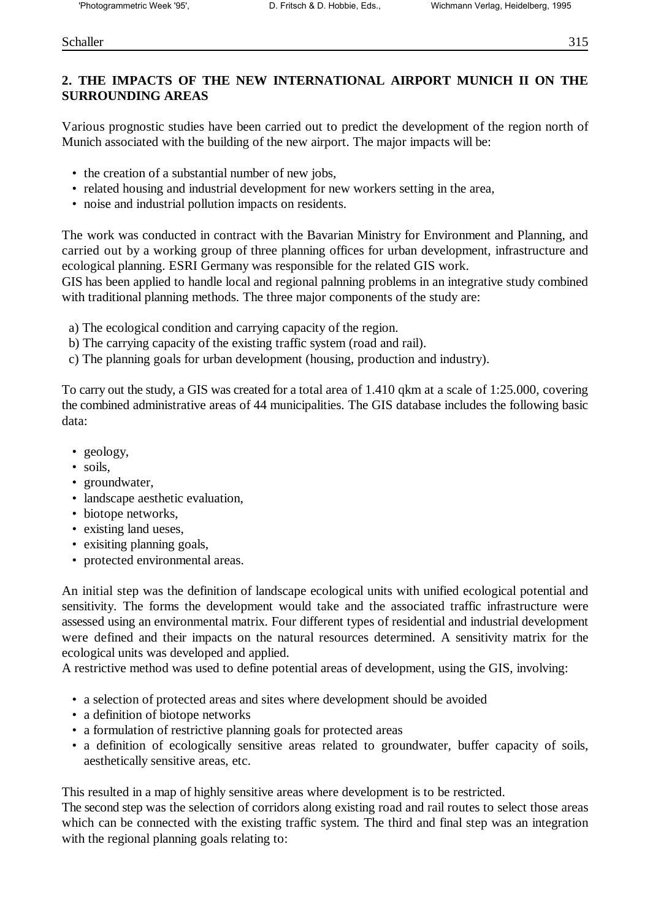## 2. THE IMPACTS OF THE NEW INTERNATIONAL AIRPORT MUNICH II ON THE SURROUNDING AREAS

Various prognostic studies have been carried out to predict the development of the region north of Munich associated with the building of the new airport. The major impacts will be:

- the creation of a substantial number of new jobs,
- related housing and industrial development for new workers setting in the area,
- noise and industrial pollution impacts on residents.

The work was conducted in contract with the Bavarian Ministry for Environment and Planning, and carried out by a working group of three planning offices for urban development, infrastructure and ecological planning. ESRI Germany was responsible for the related GIS work.
GIS has been applied to handle local and regional palnning problems in an integrative study combined with traditional planning methods. The three major components of the study are:

a) The ecological condition and carrying capacity of the region.
b) The carrying capacity of the existing traffic system (road and rail).
c) The planning goals for urban development (housing, production and industry).

To carry out the study, a GIS was created for a total area of 1.410 qkm at a scale of 1:25.000, covering the combined administrative areas of 44 municipalities. The GIS database includes the following basic data:

- geology,
- soils,
- groundwater,
- landscape aesthetic evaluation,
- biotope networks,
- existing land ueses,
- exisiting planning goals,
- protected environmental areas.

An initial step was the definition of landscape ecological units with unified ecological potential and sensitivity. The forms the development would take and the associated traffic infrastructure were assessed using an environmental matrix. Four different types of residential and industrial development were defined and their impacts on the natural resources determined. A sensitivity matrix for the ecological units was developed and applied.
A restrictive method was used to define potential areas of development, using the GIS, involving:

- a selection of protected areas and sites where development should be avoided
- a definition of biotope networks
- a formulation of restrictive planning goals for protected areas
- a definition of ecologically sensitive areas related to groundwater, buffer capacity of soils, aesthetically sensitive areas, etc.

This resulted in a map of highly sensitive areas where development is to be restricted.
The second step was the selection of corridors along existing road and rail routes to select those areas which can be connected with the existing traffic system. The third and final step was an integration with the regional planning goals relating to: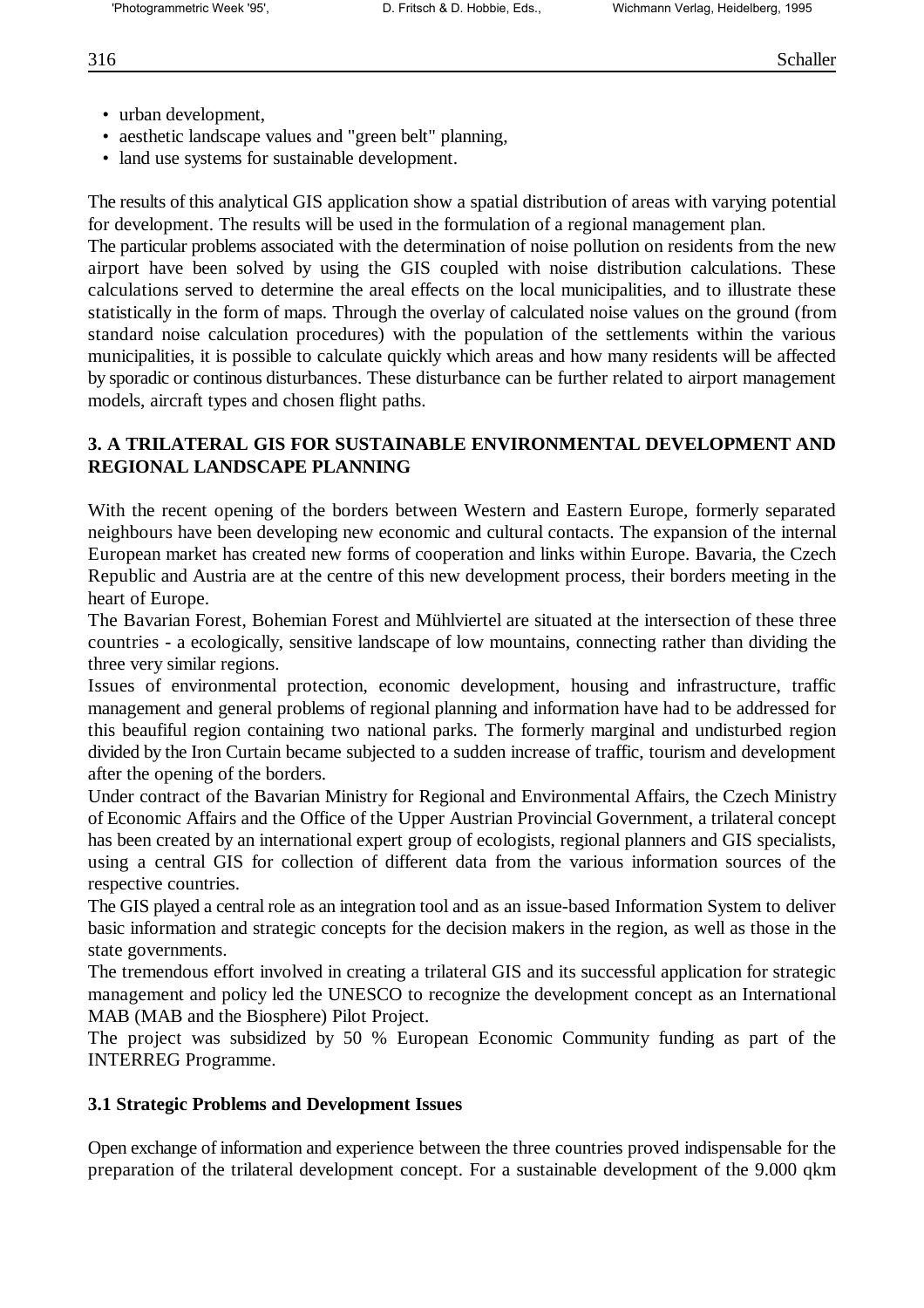- urban development,
- aesthetic landscape values and "green belt" planning,
- land use systems for sustainable development.

The results of this analytical GIS application show a spatial distribution of areas with varying potential for development. The results will be used in the formulation of a regional management plan.
The particular problems associated with the determination of noise pollution on residents from the new airport have been solved by using the GIS coupled with noise distribution calculations. These calculations served to determine the areal effects on the local municipalities, and to illustrate these statistically in the form of maps. Through the overlay of calculated noise values on the ground (from standard noise calculation procedures) with the population of the settlements within the various municipalities, it is possible to calculate quickly which areas and how many residents will be affected by sporadic or continous disturbances. These disturbance can be further related to airport management models, aircraft types and chosen flight paths.

## 3. A TRILATERAL GIS FOR SUSTAINABLE ENVIRONMENTAL DEVELOPMENT AND REGIONAL LANDSCAPE PLANNING

With the recent opening of the borders between Western and Eastern Europe, formerly separated neighbours have been developing new economic and cultural contacts. The expansion of the internal European market has created new forms of cooperation and links within Europe. Bavaria, the Czech Republic and Austria are at the centre of this new development process, their borders meeting in the heart of Europe.
The Bavarian Forest, Bohemian Forest and Mühlviertel are situated at the intersection of these three countries - a ecologically, sensitive landscape of low mountains, connecting rather than dividing the three very similar regions.
Issues of environmental protection, economic development, housing and infrastructure, traffic management and general problems of regional planning and information have had to be addressed for this beaufiful region containing two national parks. The formerly marginal and undisturbed region divided by the Iron Curtain became subjected to a sudden increase of traffic, tourism and development after the opening of the borders.
Under contract of the Bavarian Ministry for Regional and Environmental Affairs, the Czech Ministry of Economic Affairs and the Office of the Upper Austrian Provincial Government, a trilateral concept has been created by an international expert group of ecologists, regional planners and GIS specialists, using a central GIS for collection of different data from the various information sources of the respective countries.
The GIS played a central role as an integration tool and as an issue-based Information System to deliver basic information and strategic concepts for the decision makers in the region, as well as those in the state governments.
The tremendous effort involved in creating a trilateral GIS and its successful application for strategic management and policy led the UNESCO to recognize the development concept as an International MAB (MAB and the Biosphere) Pilot Project.
The project was subsidized by 50 % European Economic Community funding as part of the INTERREG Programme.

### 3.1 Strategic Problems and Development Issues

Open exchange of information and experience between the three countries proved indispensable for the preparation of the trilateral development concept. For a sustainable development of the 9.000 qkm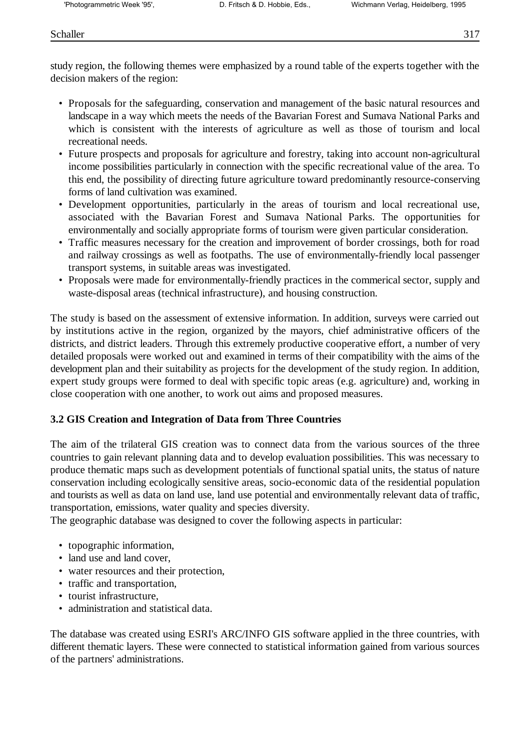study region, the following themes were emphasized by a round table of the experts together with the decision makers of the region:

- Proposals for the safeguarding, conservation and management of the basic natural resources and landscape in a way which meets the needs of the Bavarian Forest and Sumava National Parks and which is consistent with the interests of agriculture as well as those of tourism and local recreational needs.
- Future prospects and proposals for agriculture and forestry, taking into account non-agricultural income possibilities particularly in connection with the specific recreational value of the area. To this end, the possibility of directing future agriculture toward predominantly resource-conserving forms of land cultivation was examined.
- Development opportunities, particularly in the areas of tourism and local recreational use, associated with the Bavarian Forest and Sumava National Parks. The opportunities for environmentally and socially appropriate forms of tourism were given particular consideration.
- Traffic measures necessary for the creation and improvement of border crossings, both for road and railway crossings as well as footpaths. The use of environmentally-friendly local passenger transport systems, in suitable areas was investigated.
- Proposals were made for environmentally-friendly practices in the commerical sector, supply and waste-disposal areas (technical infrastructure), and housing construction.

The study is based on the assessment of extensive information. In addition, surveys were carried out by institutions active in the region, organized by the mayors, chief administrative officers of the districts, and district leaders. Through this extremely productive cooperative effort, a number of very detailed proposals were worked out and examined in terms of their compatibility with the aims of the development plan and their suitability as projects for the development of the study region. In addition, expert study groups were formed to deal with specific topic areas (e.g. agriculture) and, working in close cooperation with one another, to work out aims and proposed measures.

### 3.2 GIS Creation and Integration of Data from Three Countries

The aim of the trilateral GIS creation was to connect data from the various sources of the three countries to gain relevant planning data and to develop evaluation possibilities. This was necessary to produce thematic maps such as development potentials of functional spatial units, the status of nature conservation including ecologically sensitive areas, socio-economic data of the residential population and tourists as well as data on land use, land use potential and environmentally relevant data of traffic, transportation, emissions, water quality and species diversity.
The geographic database was designed to cover the following aspects in particular:

- topographic information,
- land use and land cover,
- water resources and their protection,
- traffic and transportation,
- tourist infrastructure,
- administration and statistical data.

The database was created using ESRI's ARC/INFO GIS software applied in the three countries, with different thematic layers. These were connected to statistical information gained from various sources of the partners' administrations.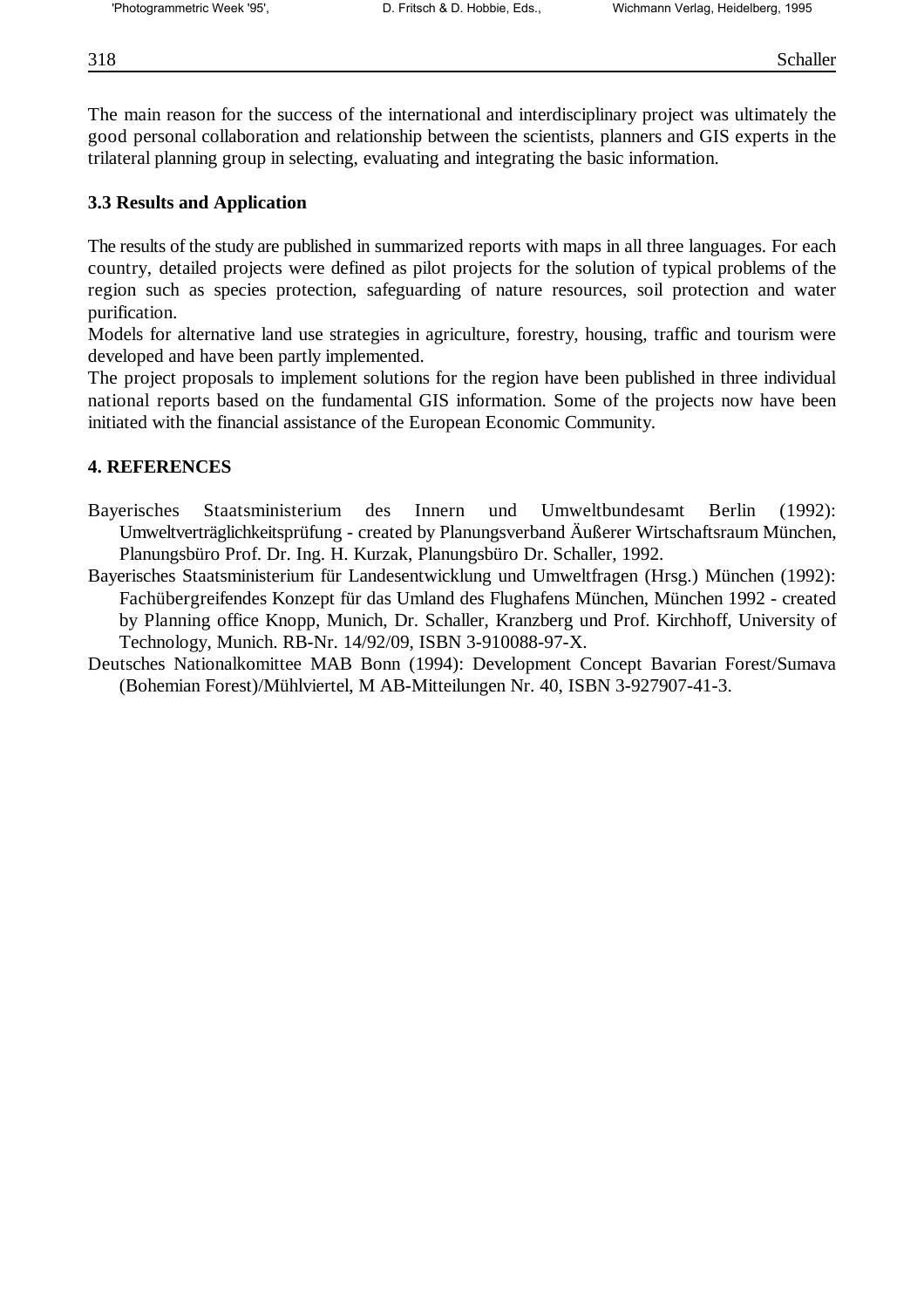The main reason for the success of the international and interdisciplinary project was ultimately the good personal collaboration and relationship between the scientists, planners and GIS experts in the trilateral planning group in selecting, evaluating and integrating the basic information.

### 3.3 Results and Application

The results of the study are published in summarized reports with maps in all three languages. For each country, detailed projects were defined as pilot projects for the solution of typical problems of the region such as species protection, safeguarding of nature resources, soil protection and water purification.
Models for alternative land use strategies in agriculture, forestry, housing, traffic and tourism were developed and have been partly implemented.
The project proposals to implement solutions for the region have been published in three individual national reports based on the fundamental GIS information. Some of the projects now have been initiated with the financial assistance of the European Economic Community.

## 4. REFERENCES

Bayerisches Staatsministerium des Innern und Umweltbundesamt Berlin (1992): Umweltverträglichkeitsprüfung - created by Planungsverband Äußerer Wirtschaftsraum München, Planungsbüro Prof. Dr. Ing. H. Kurzak, Planungsbüro Dr. Schaller, 1992.

Bayerisches Staatsministerium für Landesentwicklung und Umweltfragen (Hrsg.) München (1992): Fachübergreifendes Konzept für das Umland des Flughafens München, München 1992 - created by Planning office Knopp, Munich, Dr. Schaller, Kranzberg und Prof. Kirchhoff, University of Technology, Munich. RB-Nr. 14/92/09, ISBN 3-910088-97-X.

Deutsches Nationalkomittee MAB Bonn (1994): Development Concept Bavarian Forest/Sumava (Bohemian Forest)/Mühlviertel, M AB-Mitteilungen Nr. 40, ISBN 3-927907-41-3.